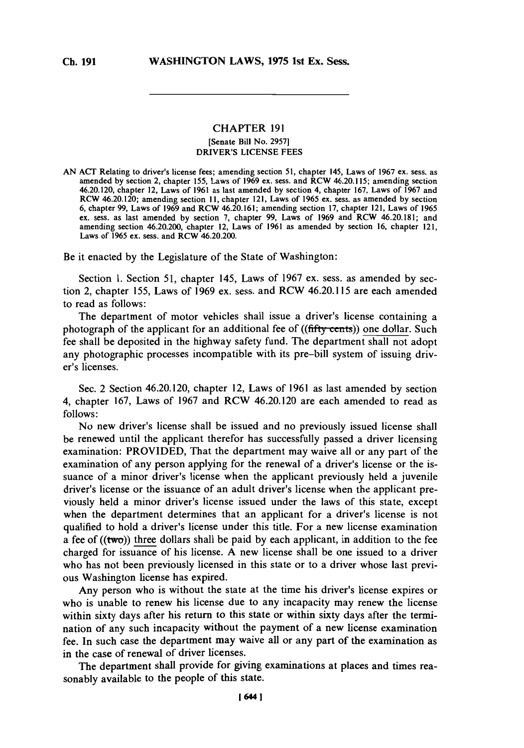# CHAPTER 191

[Senate Bill No. 2957]

DRIVER'S LICENSE FEES

AN ACT Relating to driver's license fees; amending section 51, chapter 145, Laws of 1967 ex. sess. as amended by section 2, chapter 155, Laws of 1969 ex. sess. and RCW 46.20.115; amending section 46.20.120, chapter 12, Laws of 1961 as last amended by section 4, chapter 167, Laws of 1967 and RCW 46.20.120; amending section 11, chapter 121, Laws of 1965 ex. sess. as amended by section 6, chapter 99, Laws of 1969 and RCW 46.20.161; amending section 17, chapter 121, Laws of 1965 ex. sess. as last amended by section 7, chapter 99, Laws of 1969 and RCW 46.20.181; and amending section 46.20.200, chapter 12, Laws of 1961 as amended by section 16, chapter 121, Laws of 1965 ex. sess. and RCW 46.20.200.

Be it enacted by the Legislature of the State of Washington:

Section 1. Section 51, chapter 145, Laws of 1967 ex. sess. as amended by section 2, chapter 155, Laws of 1969 ex. sess. and RCW 46.20.115 are each amended to read as follows:

The department of motor vehicles shall issue a driver's license containing a photograph of the applicant for an additional fee of ((~~fifty cents~~)) one dollar. Such fee shall be deposited in the highway safety fund. The department shall not adopt any photographic processes incompatible with its pre-bill system of issuing driver's licenses.

Sec. 2 Section 46.20.120, chapter 12, Laws of 1961 as last amended by section 4, chapter 167, Laws of 1967 and RCW 46.20.120 are each amended to read as follows:

No new driver's license shall be issued and no previously issued license shall be renewed until the applicant therefor has successfully passed a driver licensing examination: PROVIDED, That the department may waive all or any part of the examination of any person applying for the renewal of a driver's license or the issuance of a minor driver's license when the applicant previously held a juvenile driver's license or the issuance of an adult driver's license when the applicant previously held a minor driver's license issued under the laws of this state, except when the department determines that an applicant for a driver's license is not qualified to hold a driver's license under this title. For a new license examination a fee of ((~~two~~)) three dollars shall be paid by each applicant, in addition to the fee charged for issuance of his license. A new license shall be one issued to a driver who has not been previously licensed in this state or to a driver whose last previous Washington license has expired.

Any person who is without the state at the time his driver's license expires or who is unable to renew his license due to any incapacity may renew the license within sixty days after his return to this state or within sixty days after the termination of any such incapacity without the payment of a new license examination fee. In such case the department may waive all or any part of the examination as in the case of renewal of driver licenses.

The department shall provide for giving examinations at places and times reasonably available to the people of this state.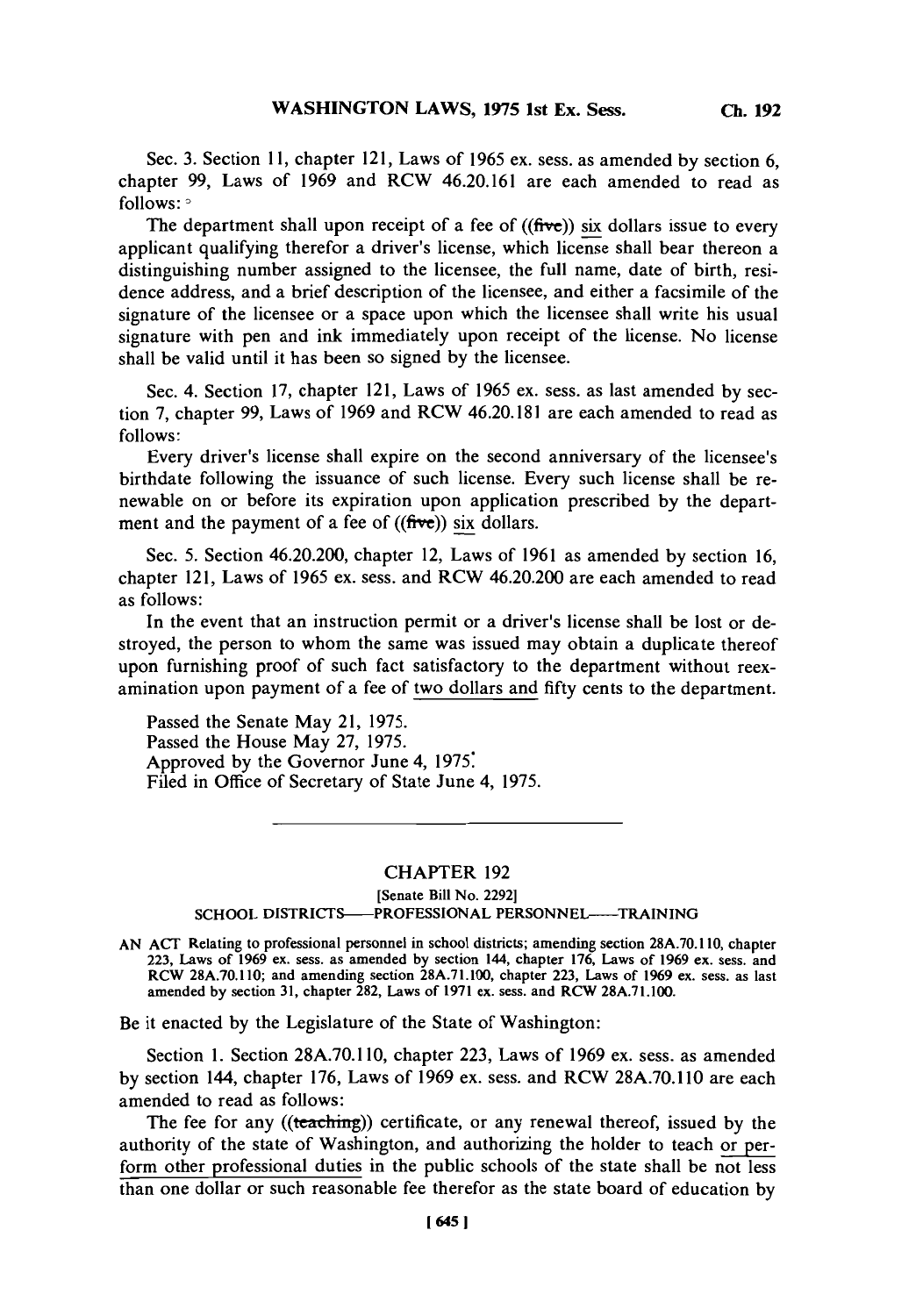Sec. 3. Section 11, chapter 121, Laws of 1965 ex. sess. as amended by section 6, chapter 99, Laws of 1969 and RCW 46.20.161 are each amended to read as follows:

The department shall upon receipt of a fee of ((~~five~~)) six dollars issue to every applicant qualifying therefor a driver's license, which license shall bear thereon a distinguishing number assigned to the licensee, the full name, date of birth, residence address, and a brief description of the licensee, and either a facsimile of the signature of the licensee or a space upon which the licensee shall write his usual signature with pen and ink immediately upon receipt of the license. No license shall be valid until it has been so signed by the licensee.

Sec. 4. Section 17, chapter 121, Laws of 1965 ex. sess. as last amended by section 7, chapter 99, Laws of 1969 and RCW 46.20.181 are each amended to read as follows:

Every driver's license shall expire on the second anniversary of the licensee's birthdate following the issuance of such license. Every such license shall be renewable on or before its expiration upon application prescribed by the department and the payment of a fee of ((~~five~~)) six dollars.

Sec. 5. Section 46.20.200, chapter 12, Laws of 1961 as amended by section 16, chapter 121, Laws of 1965 ex. sess. and RCW 46.20.200 are each amended to read as follows:

In the event that an instruction permit or a driver's license shall be lost or destroyed, the person to whom the same was issued may obtain a duplicate thereof upon furnishing proof of such fact satisfactory to the department without reexamination upon payment of a fee of two dollars and fifty cents to the department.

Passed the Senate May 21, 1975.
Passed the House May 27, 1975.
Approved by the Governor June 4, 1975.
Filed in Office of Secretary of State June 4, 1975.

---

## CHAPTER 192

[Senate Bill No. 2292]

SCHOOL DISTRICTS—PROFESSIONAL PERSONNEL—TRAINING

AN ACT Relating to professional personnel in school districts; amending section 28A.70.110, chapter 223, Laws of 1969 ex. sess. as amended by section 144, chapter 176, Laws of 1969 ex. sess. and RCW 28A.70.110; and amending section 28A.71.100, chapter 223, Laws of 1969 ex. sess. as last amended by section 31, chapter 282, Laws of 1971 ex. sess. and RCW 28A.71.100.

Be it enacted by the Legislature of the State of Washington:

Section 1. Section 28A.70.110, chapter 223, Laws of 1969 ex. sess. as amended by section 144, chapter 176, Laws of 1969 ex. sess. and RCW 28A.70.110 are each amended to read as follows:

The fee for any ((~~teaching~~)) certificate, or any renewal thereof, issued by the authority of the state of Washington, and authorizing the holder to teach or perform other professional duties in the public schools of the state shall be not less than one dollar or such reasonable fee therefor as the state board of education by